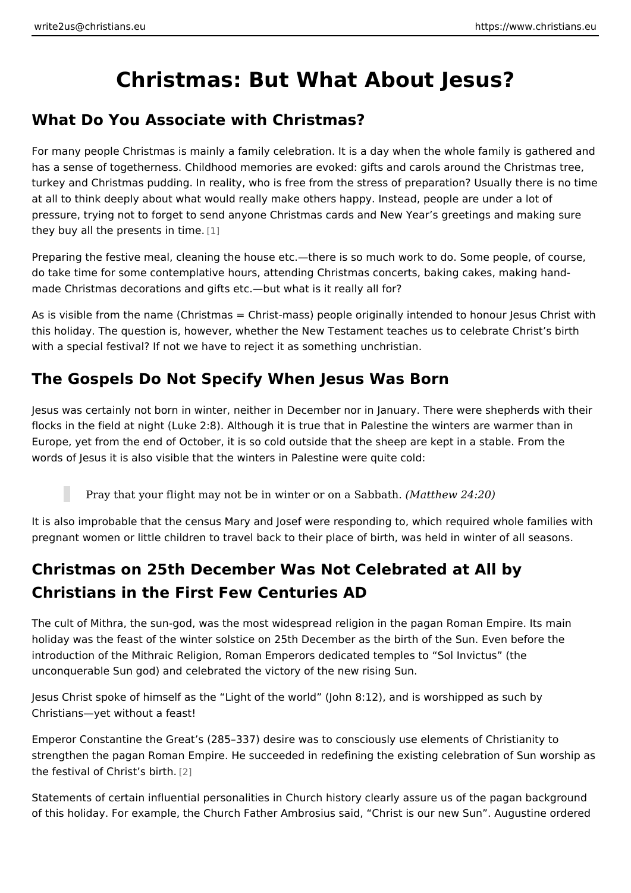# Christmas: But What About Jesus?

## What Do You Associate with Christmas?

For many people Christmas is mainly a family celebration. It is a day when the whole family is gathered and has a sense of togetherness. Childhood memories are evoked: gifts and carols around the Christmas tree, turkey and Christmas pudding. In reality, who is free from the stress of preparation? Usually there is no time at all to think deeply about what would really make others happy. Instead, people are under a lot of pressure, trying not to forget to send anyone Christmas cards and New Year's greetings and making sure they buy all the presents in time. [1]

Preparing the festive meal, cleaning the house etc.—there is so much work to do. Some people, of course, do take time for some contemplative hours, attending Christmas concerts, baking cakes, making hand-made Christmas decorations and gifts etc.—but what is it really all for?

As is visible from the name (Christmas = Christ-mass) people originally intended to honour Jesus Christ with this holiday. The question is, however, whether the New Testament teaches us to celebrate Christ's birth with a special festival? If not we have to reject it as something unchristian.

## The Gospels Do Not Specify When Jesus Was Born

Jesus was certainly not born in winter, neither in December nor in January. There were shepherds with their flocks in the field at night (Luke 2:8). Although it is true that in Palestine the winters are warmer than in Europe, yet from the end of October, it is so cold outside that the sheep are kept in a stable. From the words of Jesus it is also visible that the winters in Palestine were quite cold:

> Pray that your flight may not be in winter or on a Sabbath. *(Matthew 24:20)*

It is also improbable that the census Mary and Josef were responding to, which required whole families with pregnant women or little children to travel back to their place of birth, was held in winter of all seasons.

## Christmas on 25th December Was Not Celebrated at All by Christians in the First Few Centuries AD

The cult of Mithra, the sun-god, was the most widespread religion in the pagan Roman Empire. Its main holiday was the feast of the winter solstice on 25th December as the birth of the Sun. Even before the introduction of the Mithraic Religion, Roman Emperors dedicated temples to "Sol Invictus" (the unconquerable Sun god) and celebrated the victory of the new rising Sun.

Jesus Christ spoke of himself as the "Light of the world" (John 8:12), and is worshipped as such by Christians—yet without a feast!

Emperor Constantine the Great's (285–337) desire was to consciously use elements of Christianity to strengthen the pagan Roman Empire. He succeeded in redefining the existing celebration of Sun worship as the festival of Christ's birth. [2]

Statements of certain influential personalities in Church history clearly assure us of the pagan background of this holiday. For example, the Church Father Ambrosius said, "Christ is our new Sun". Augustine ordered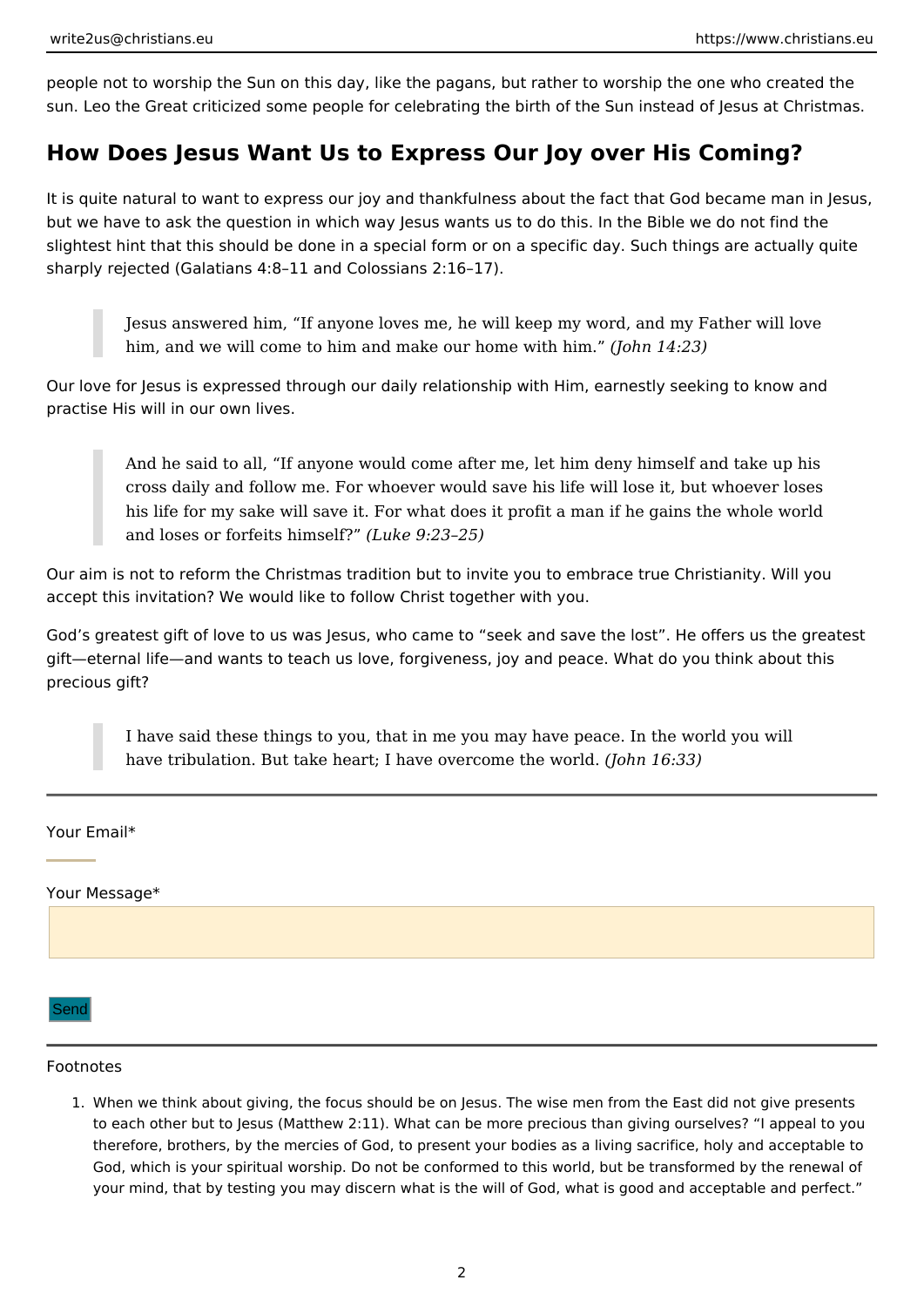people not to worship the Sun on this day, like the pagans, but rather to worship the one who created the sun. Leo the Great criticized some people for celebrating the birth of the Sun instead of Jesus at Christmas.

## How Does Jesus Want Us to Express Our Joy over His Coming?

It is quite natural to want to express our joy and thankfulness about the fact that God became man in Jesus, but we have to ask the question in which way Jesus wants us to do this. In the Bible we do not find the slightest hint that this should be done in a special form or on a specific day. Such things are actually quite sharply rejected (Galatians 4:8–11 and Colossians 2:16–17).

> Jesus answered him, "If anyone loves me, he will keep my word, and my Father will love him, and we will come to him and make our home with him." *(John 14:23)*

Our love for Jesus is expressed through our daily relationship with Him, earnestly seeking to know and practise His will in our own lives.

> And he said to all, "If anyone would come after me, let him deny himself and take up his cross daily and follow me. For whoever would save his life will lose it, but whoever loses his life for my sake will save it. For what does it profit a man if he gains the whole world and loses or forfeits himself?" *(Luke 9:23–25)*

Our aim is not to reform the Christmas tradition but to invite you to embrace true Christianity. Will you accept this invitation? We would like to follow Christ together with you.

God's greatest gift of love to us was Jesus, who came to "seek and save the lost". He offers us the greatest gift—eternal life—and wants to teach us love, forgiveness, joy and peace. What do you think about this precious gift?

> I have said these things to you, that in me you may have peace. In the world you will have tribulation. But take heart; I have overcome the world. *(John 16:33)*

---

Your Email*

Your Message*

Send

---

Footnotes

1. When we think about giving, the focus should be on Jesus. The wise men from the East did not give presents to each other but to Jesus (Matthew 2:11). What can be more precious than giving ourselves? "I appeal to you therefore, brothers, by the mercies of God, to present your bodies as a living sacrifice, holy and acceptable to God, which is your spiritual worship. Do not be conformed to this world, but be transformed by the renewal of your mind, that by testing you may discern what is the will of God, what is good and acceptable and perfect."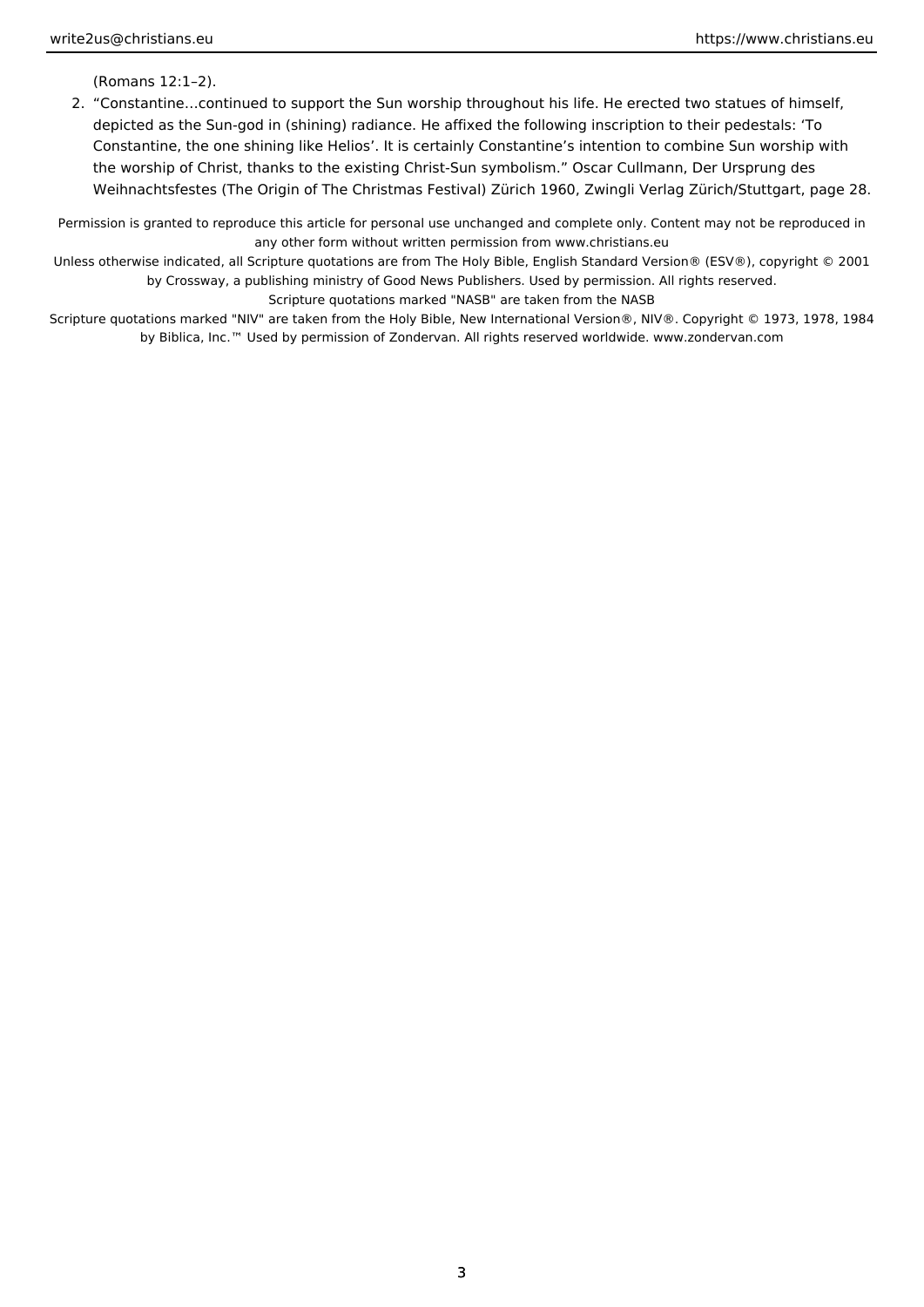(Romans 12:1–2).

2. “Constantine…continued to support the Sun worship throughout his life. He erected two statues of himself, depicted as the Sun-god in (shining) radiance. He affixed the following inscription to their pedestals: ‘To Constantine, the one shining like Helios’. It is certainly Constantine’s intention to combine Sun worship with the worship of Christ, thanks to the existing Christ-Sun symbolism.” Oscar Cullmann, Der Ursprung des Weihnachtsfestes (The Origin of The Christmas Festival) Zürich 1960, Zwingli Verlag Zürich/Stuttgart, page 28.

Permission is granted to reproduce this article for personal use unchanged and complete only. Content may not be reproduced in any other form without written permission from www.christians.eu

Unless otherwise indicated, all Scripture quotations are from The Holy Bible, English Standard Version® (ESV®), copyright © 2001 by Crossway, a publishing ministry of Good News Publishers. Used by permission. All rights reserved.

Scripture quotations marked "NASB" are taken from the NASB

Scripture quotations marked "NIV" are taken from the Holy Bible, New International Version®, NIV®. Copyright © 1973, 1978, 1984 by Biblica, Inc.™ Used by permission of Zondervan. All rights reserved worldwide. www.zondervan.com